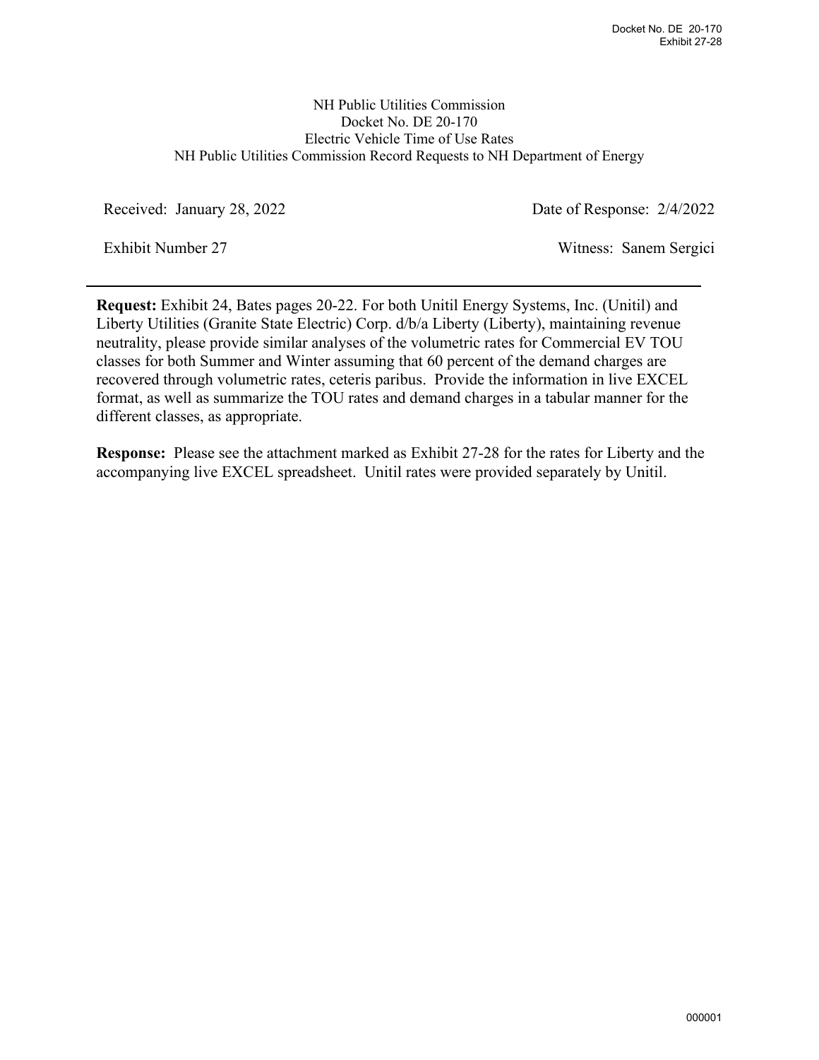Docket No. DE 20-170
Exhibit 27-28

NH Public Utilities Commission
Docket No. DE 20-170
Electric Vehicle Time of Use Rates
NH Public Utilities Commission Record Requests to NH Department of Energy

Received: January 28, 2022 | Date of Response: 2/4/2022

Exhibit Number 27 | Witness: Sanem Sergici

---

**Request:** Exhibit 24, Bates pages 20-22. For both Unitil Energy Systems, Inc. (Unitil) and Liberty Utilities (Granite State Electric) Corp. d/b/a Liberty (Liberty), maintaining revenue neutrality, please provide similar analyses of the volumetric rates for Commercial EV TOU classes for both Summer and Winter assuming that 60 percent of the demand charges are recovered through volumetric rates, ceteris paribus. Provide the information in live EXCEL format, as well as summarize the TOU rates and demand charges in a tabular manner for the different classes, as appropriate.

**Response:** Please see the attachment marked as Exhibit 27-28 for the rates for Liberty and the accompanying live EXCEL spreadsheet. Unitil rates were provided separately by Unitil.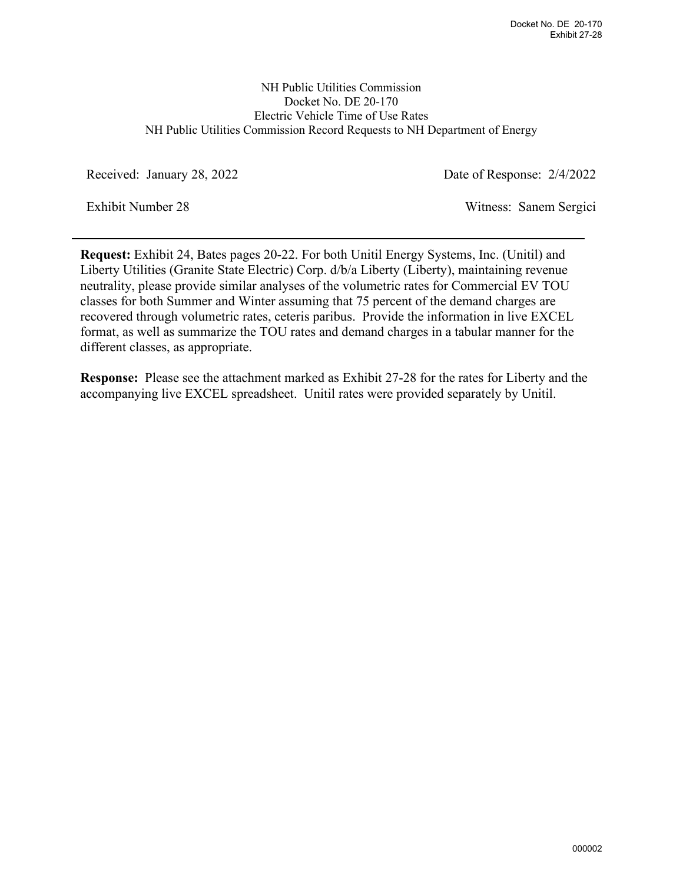NH Public Utilities Commission
Docket No. DE 20-170
Electric Vehicle Time of Use Rates
NH Public Utilities Commission Record Requests to NH Department of Energy

Received: January 28, 2022 | Date of Response: 2/4/2022

Exhibit Number 28 | Witness: Sanem Sergici

---

**Request:** Exhibit 24, Bates pages 20-22. For both Unitil Energy Systems, Inc. (Unitil) and Liberty Utilities (Granite State Electric) Corp. d/b/a Liberty (Liberty), maintaining revenue neutrality, please provide similar analyses of the volumetric rates for Commercial EV TOU classes for both Summer and Winter assuming that 75 percent of the demand charges are recovered through volumetric rates, ceteris paribus. Provide the information in live EXCEL format, as well as summarize the TOU rates and demand charges in a tabular manner for the different classes, as appropriate.

**Response:** Please see the attachment marked as Exhibit 27-28 for the rates for Liberty and the accompanying live EXCEL spreadsheet. Unitil rates were provided separately by Unitil.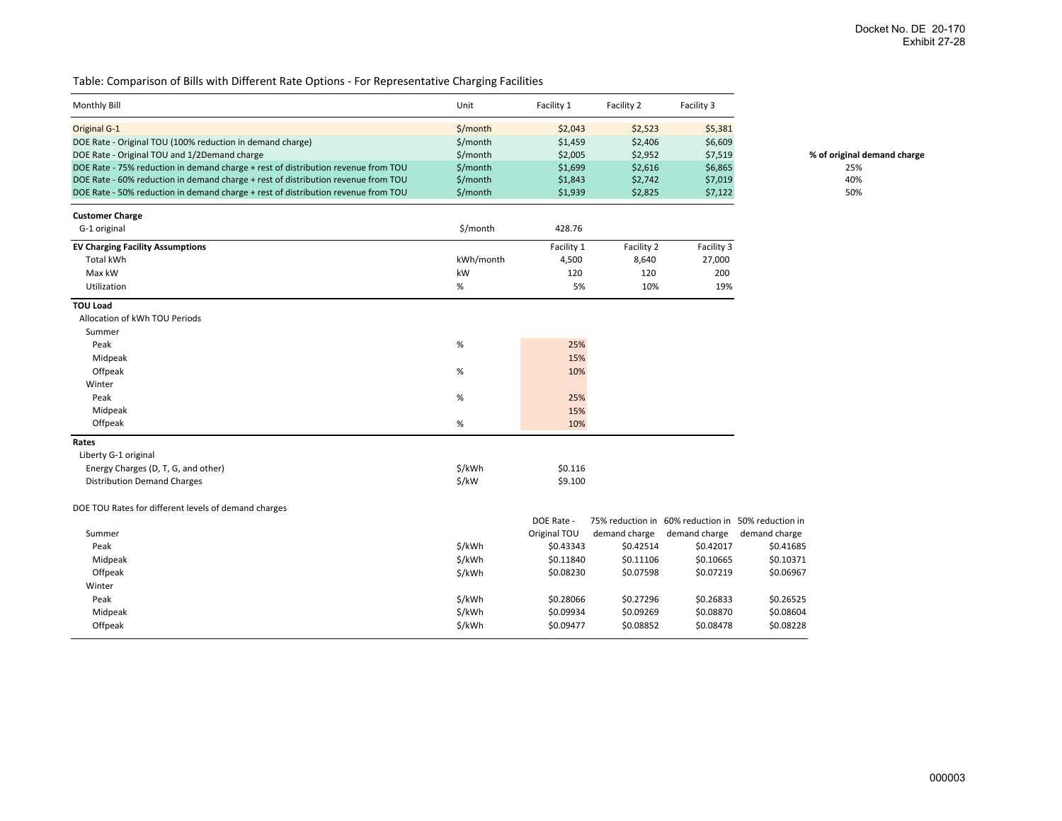Docket No. DE 20-170
Exhibit 27-28

## Table: Comparison of Bills with Different Rate Options - For Representative Charging Facilities

| Monthly Bill | Unit | Facility 1 | Facility 2 | Facility 3 | | % of original demand charge |
|---|---|---|---|---|---|---|
| Original G-1 | $/month | $2,043 | $2,523 | $5,381 | | |
| DOE Rate - Original TOU (100% reduction in demand charge) | $/month | $1,459 | $2,406 | $6,609 | | |
| DOE Rate - Original TOU and 1/2Demand charge | $/month | $2,005 | $2,952 | $7,519 | | |
| DOE Rate - 75% reduction in demand charge + rest of distribution revenue from TOU | $/month | $1,699 | $2,616 | $6,865 | | 25% |
| DOE Rate - 60% reduction in demand charge + rest of distribution revenue from TOU | $/month | $1,843 | $2,742 | $7,019 | | 40% |
| DOE Rate - 50% reduction in demand charge + rest of distribution revenue from TOU | $/month | $1,939 | $2,825 | $7,122 | | 50% |
| **Customer Charge** | | | | | | |
| G-1 original | $/month | 428.76 | | | | |
| **EV Charging Facility Assumptions** | | Facility 1 | Facility 2 | Facility 3 | | |
| Total kWh | kWh/month | 4,500 | 8,640 | 27,000 | | |
| Max kW | kW | 120 | 120 | 200 | | |
| Utilization | % | 5% | 10% | 19% | | |
| **TOU Load** | | | | | | |
| Allocation of kWh TOU Periods | | | | | | |
| Summer | | | | | | |
| Peak | % | 25% | | | | |
| Midpeak | | 15% | | | | |
| Offpeak | % | 10% | | | | |
| Winter | | | | | | |
| Peak | % | 25% | | | | |
| Midpeak | | 15% | | | | |
| Offpeak | % | 10% | | | | |
| **Rates** | | | | | | |
| Liberty G-1 original | | | | | | |
| Energy Charges (D, T, G, and other) | $/kWh | $0.116 | | | | |
| Distribution Demand Charges | $/kW | $9.100 | | | | |

DOE TOU Rates for different levels of demand charges

| | Unit | DOE Rate - Original TOU | 75% reduction in demand charge | 60% reduction in demand charge | 50% reduction in demand charge |
|---|---|---|---|---|---|
| Summer | | | | | |
| Peak | $/kWh | $0.43343 | $0.42514 | $0.42017 | $0.41685 |
| Midpeak | $/kWh | $0.11840 | $0.11106 | $0.10665 | $0.10371 |
| Offpeak | $/kWh | $0.08230 | $0.07598 | $0.07219 | $0.06967 |
| Winter | | | | | |
| Peak | $/kWh | $0.28066 | $0.27296 | $0.26833 | $0.26525 |
| Midpeak | $/kWh | $0.09934 | $0.09269 | $0.08870 | $0.08604 |
| Offpeak | $/kWh | $0.09477 | $0.08852 | $0.08478 | $0.08228 |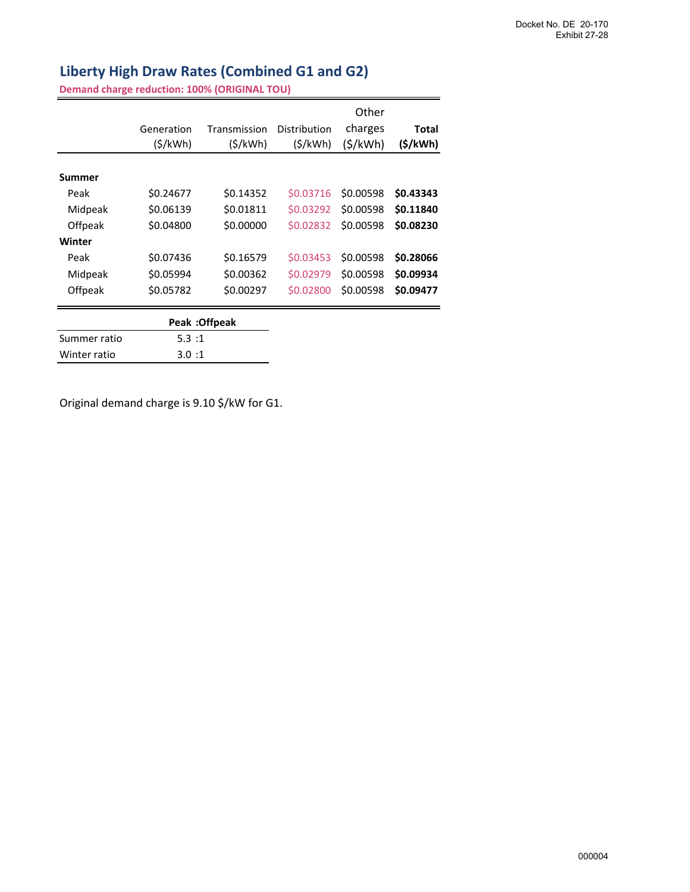Docket No. DE 20-170
Exhibit 27-28

## Liberty High Draw Rates (Combined G1 and G2)

**Demand charge reduction: 100% (ORIGINAL TOU)**

| | Generation ($/kWh) | Transmission ($/kWh) | Distribution ($/kWh) | Other charges ($/kWh) | **Total ($/kWh)** |
|---|---|---|---|---|---|
| **Summer** | | | | | |
| Peak | $0.24677 | $0.14352 | $0.03716 | $0.00598 | **$0.43343** |
| Midpeak | $0.06139 | $0.01811 | $0.03292 | $0.00598 | **$0.11840** |
| Offpeak | $0.04800 | $0.00000 | $0.02832 | $0.00598 | **$0.08230** |
| **Winter** | | | | | |
| Peak | $0.07436 | $0.16579 | $0.03453 | $0.00598 | **$0.28066** |
| Midpeak | $0.05994 | $0.00362 | $0.02979 | $0.00598 | **$0.09934** |
| Offpeak | $0.05782 | $0.00297 | $0.02800 | $0.00598 | **$0.09477** |

| | **Peak :Offpeak** |
|---|---|
| Summer ratio | 5.3 :1 |
| Winter ratio | 3.0 :1 |

Original demand charge is 9.10 $/kW for G1.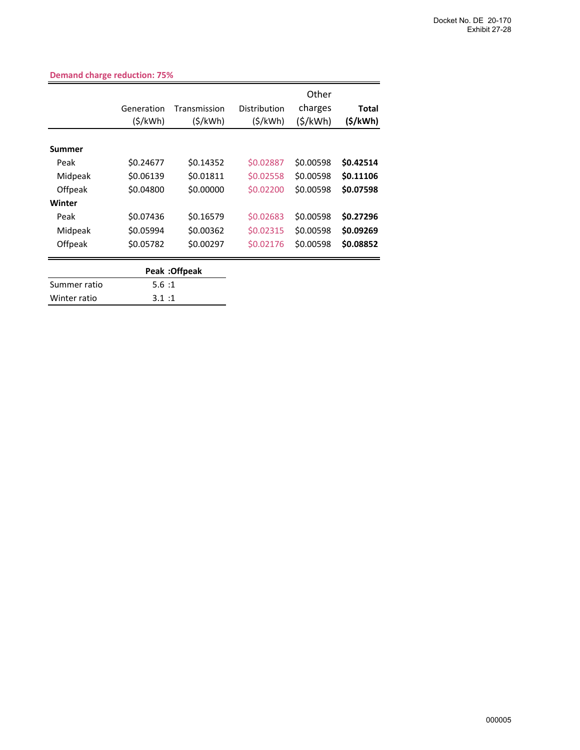**Demand charge reduction: 75%**

| | Generation ($/kWh) | Transmission ($/kWh) | Distribution ($/kWh) | Other charges ($/kWh) | **Total ($/kWh)** |
|---|---|---|---|---|---|
| **Summer** | | | | | |
| Peak | $0.24677 | $0.14352 | $0.02887 | $0.00598 | **$0.42514** |
| Midpeak | $0.06139 | $0.01811 | $0.02558 | $0.00598 | **$0.11106** |
| Offpeak | $0.04800 | $0.00000 | $0.02200 | $0.00598 | **$0.07598** |
| **Winter** | | | | | |
| Peak | $0.07436 | $0.16579 | $0.02683 | $0.00598 | **$0.27296** |
| Midpeak | $0.05994 | $0.00362 | $0.02315 | $0.00598 | **$0.09269** |
| Offpeak | $0.05782 | $0.00297 | $0.02176 | $0.00598 | **$0.08852** |

| | **Peak :Offpeak** |
|---|---|
| Summer ratio | 5.6 :1 |
| Winter ratio | 3.1 :1 |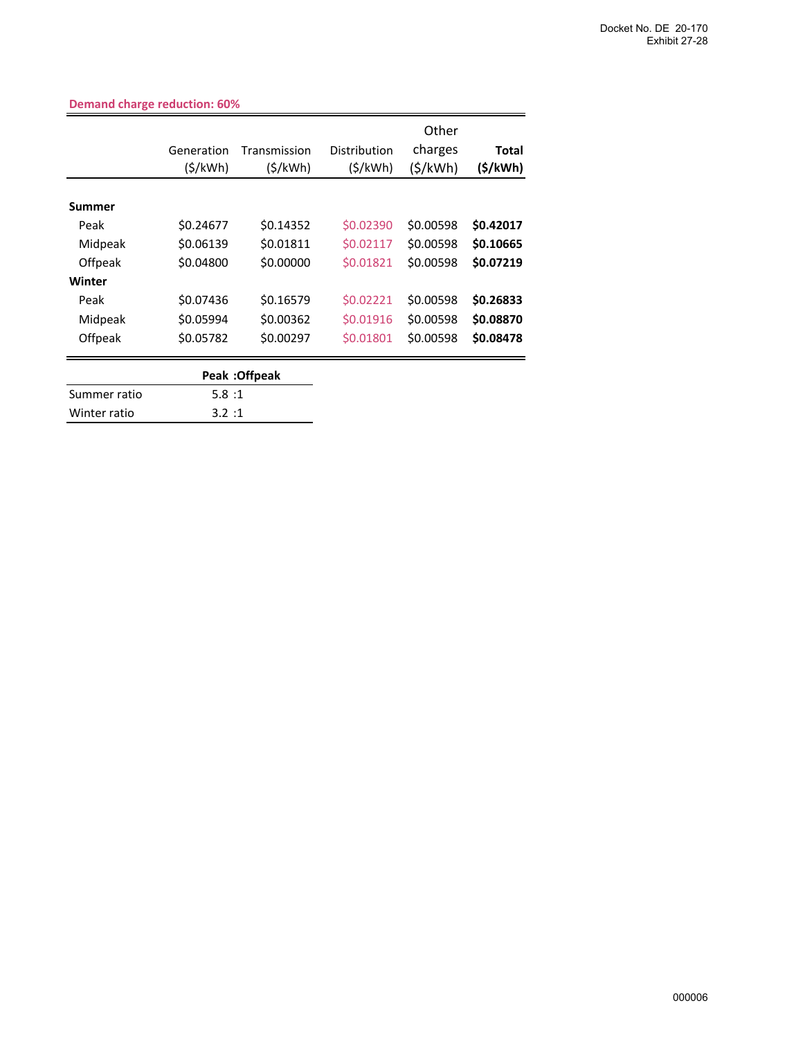Docket No. DE 20-170
Exhibit 27-28

**Demand charge reduction: 60%**

| | Generation ($/kWh) | Transmission ($/kWh) | Distribution ($/kWh) | Other charges ($/kWh) | **Total ($/kWh)** |
|---|---|---|---|---|---|
| **Summer** | | | | | |
| Peak | $0.24677 | $0.14352 | $0.02390 | $0.00598 | **$0.42017** |
| Midpeak | $0.06139 | $0.01811 | $0.02117 | $0.00598 | **$0.10665** |
| Offpeak | $0.04800 | $0.00000 | $0.01821 | $0.00598 | **$0.07219** |
| **Winter** | | | | | |
| Peak | $0.07436 | $0.16579 | $0.02221 | $0.00598 | **$0.26833** |
| Midpeak | $0.05994 | $0.00362 | $0.01916 | $0.00598 | **$0.08870** |
| Offpeak | $0.05782 | $0.00297 | $0.01801 | $0.00598 | **$0.08478** |

| | **Peak :Offpeak** |
|---|---|
| Summer ratio | 5.8 :1 |
| Winter ratio | 3.2 :1 |

000006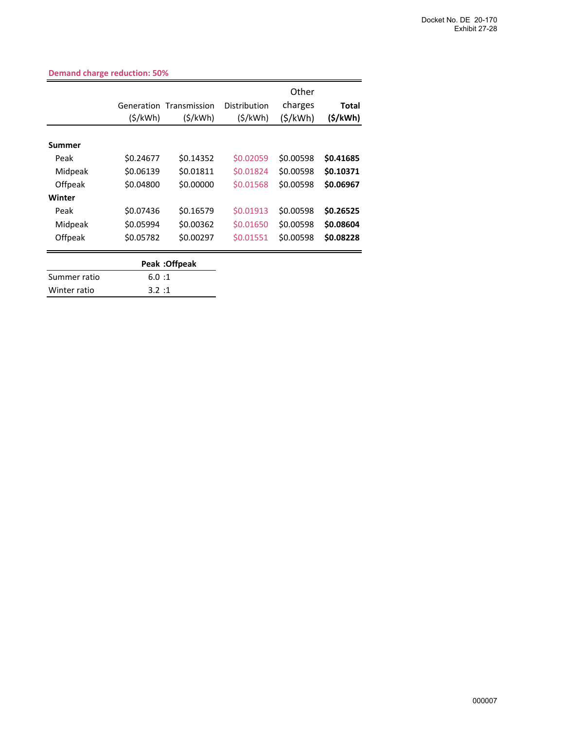**Demand charge reduction: 50%**

| | Generation ($/kWh) | Transmission ($/kWh) | Distribution ($/kWh) | Other charges ($/kWh) | **Total ($/kWh)** |
|---|---|---|---|---|---|
| **Summer** | | | | | |
| Peak | $0.24677 | $0.14352 | $0.02059 | $0.00598 | **$0.41685** |
| Midpeak | $0.06139 | $0.01811 | $0.01824 | $0.00598 | **$0.10371** |
| Offpeak | $0.04800 | $0.00000 | $0.01568 | $0.00598 | **$0.06967** |
| **Winter** | | | | | |
| Peak | $0.07436 | $0.16579 | $0.01913 | $0.00598 | **$0.26525** |
| Midpeak | $0.05994 | $0.00362 | $0.01650 | $0.00598 | **$0.08604** |
| Offpeak | $0.05782 | $0.00297 | $0.01551 | $0.00598 | **$0.08228** |

| | **Peak** | **:Offpeak** |
|---|---|---|
| Summer ratio | 6.0 | :1 |
| Winter ratio | 3.2 | :1 |